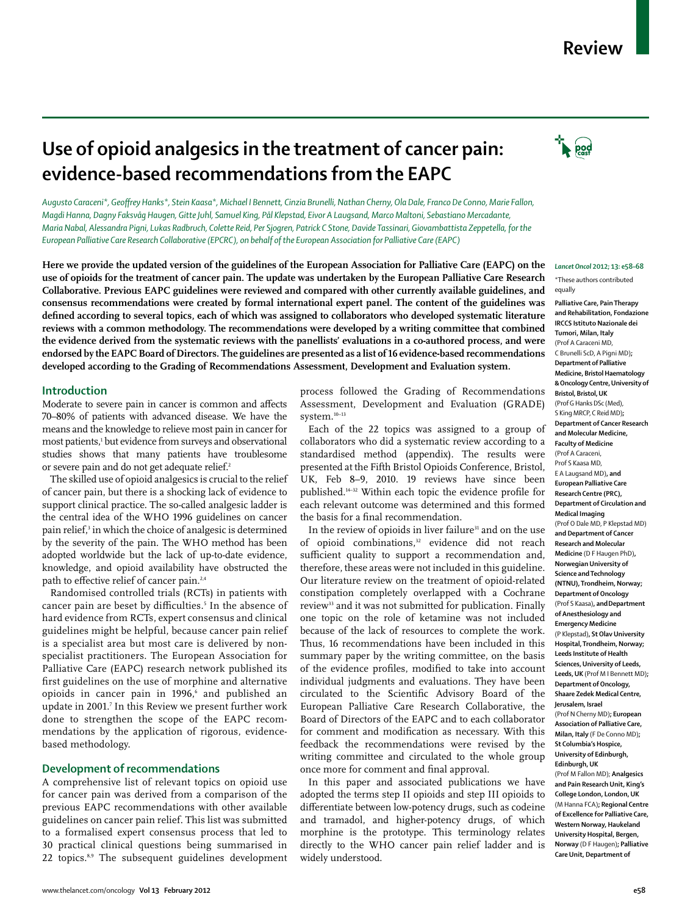# Use of opioid analgesics in the treatment of cancer pain: evidence-based recommendations from the EAPC

*Augusto Caraceni\*, Geoffrey Hanks\*, Stein Kaasa\*, Michael I Bennett, Cinzia Brunelli, Nathan Cherny, Ola Dale, Franco De Conno, Marie Fallon, Magdi Hanna, Dagny Faksvåg Haugen, Gitte Juhl, Samuel King, Pål Klepstad, Eivor A Laugsand, Marco Maltoni, Sebastiano Mercadante, Maria Nabal, Alessandra Pigni, Lukas Radbruch, Colette Reid, Per Sjogren, Patrick C Stone, Davide Tassinari, Giovambattista Zeppetella, for the European Palliative Care Research Collaborative (EPCRC), on behalf of the European Association for Palliative Care (EAPC)*

**Here we provide the updated version of the guidelines of the European Association for Palliative Care (EAPC) on the use of opioids for the treatment of cancer pain. The update was undertaken by the European Palliative Care Research Collaborative. Previous EAPC guidelines were reviewed and compared with other currently available guidelines, and consensus recommendations were created by formal international expert panel. The content of the guidelines was defined according to several topics, each of which was assigned to collaborators who developed systematic literature reviews with a common methodology. The recommendations were developed by a writing committee that combined the evidence derived from the systematic reviews with the panellists' evaluations in a co-authored process, and were endorsed by the EAPC Board of Directors. The guidelines are presented as a list of 16 evidence-based recommendations developed according to the Grading of Recommendations Assessment, Development and Evaluation system.**

*Lancet Oncol* **2012; 13: e58–68**

\*These authors contributed equally

**Palliative Care, Pain Therapy and Rehabilitation, Fondazione IRCCS Istituto Nazionale dei Tumori, Milan, Italy** (Prof A Caraceni MD, C Brunelli ScD, A Pigni MD); **Department of Palliative Medicine, Bristol Haematology & Oncology Centre, University of Bristol, Bristol, UK** (Prof G Hanks DSc (Med), S King MRCP, C Reid MD); **Department of Cancer Research and Molecular Medicine, Faculty of Medicine** (Prof A Caraceni, Prof S Kaasa MD, E A Laugsand MD), **and European Palliative Care Research Centre (PRC), Department of Circulation and Medical Imaging** (Prof O Dale MD, P Klepstad MD) **and Department of Cancer Research and Molecular Medicine** (D F Haugen PhD), **Norwegian University of Science and Technology (NTNU), Trondheim, Norway; Department of Oncology** (Prof S Kaasa), **and Department of Anesthesiology and Emergency Medicine** (P Klepstad), **St Olav University Hospital, Trondheim, Norway; Leeds Institute of Health Sciences, University of Leeds, Leeds, UK** (Prof M I Bennett MD); **Department of Oncology, Shaare Zedek Medical Centre, Jerusalem, Israel** (Prof N Cherny MD); **European Association of Palliative Care, Milan, Italy** (F De Conno MD); **St Columbia's Hospice, University of Edinburgh, Edinburgh, UK** (Prof M Fallon MD); **Analgesics and Pain Research Unit, King's College London, London, UK** (M Hanna FCA); **Regional Centre of Excellence for Palliative Care, Western Norway, Haukeland University Hospital, Bergen, Norway** (D F Haugen); **Palliative Care Unit, Department of**

## Introduction

Moderate to severe pain in cancer is common and affects 70–80% of patients with advanced disease. We have the means and the knowledge to relieve most pain in cancer for most patients,[1] but evidence from surveys and observational studies shows that many patients have troublesome or severe pain and do not get adequate relief.[2]

The skilled use of opioid analgesics is crucial to the relief of cancer pain, but there is a shocking lack of evidence to support clinical practice. The so-called analgesic ladder is the central idea of the WHO 1996 guidelines on cancer pain relief,[3] in which the choice of analgesic is determined by the severity of the pain. The WHO method has been adopted worldwide but the lack of up-to-date evidence, knowledge, and opioid availability have obstructed the path to effective relief of cancer pain.[2,4]

Randomised controlled trials (RCTs) in patients with cancer pain are beset by difficulties.[5] In the absence of hard evidence from RCTs, expert consensus and clinical guidelines might be helpful, because cancer pain relief is a specialist area but most care is delivered by non-specialist practitioners. The European Association for Palliative Care (EAPC) research network published its first guidelines on the use of morphine and alternative opioids in cancer pain in 1996,[6] and published an update in 2001.[7] In this Review we present further work done to strengthen the scope of the EAPC recommendations by the application of rigorous, evidence-based methodology.

## Development of recommendations

A comprehensive list of relevant topics on opioid use for cancer pain was derived from a comparison of the previous EAPC recommendations with other available guidelines on cancer pain relief. This list was submitted to a formalised expert consensus process that led to 30 practical clinical questions being summarised in 22 topics.[8,9] The subsequent guidelines development process followed the Grading of Recommendations Assessment, Development and Evaluation (GRADE) system.[10–13]

Each of the 22 topics was assigned to a group of collaborators who did a systematic review according to a standardised method (appendix). The results were presented at the Fifth Bristol Opioids Conference, Bristol, UK, Feb 8–9, 2010. 19 reviews have since been published.[14–32] Within each topic the evidence profile for each relevant outcome was determined and this formed the basis for a final recommendation.

In the review of opioids in liver failure[31] and on the use of opioid combinations,[32] evidence did not reach sufficient quality to support a recommendation and, therefore, these areas were not included in this guideline. Our literature review on the treatment of opioid-related constipation completely overlapped with a Cochrane review[33] and it was not submitted for publication. Finally one topic on the role of ketamine was not included because of the lack of resources to complete the work. Thus, 16 recommendations have been included in this summary paper by the writing committee, on the basis of the evidence profiles, modified to take into account individual judgments and evaluations. They have been circulated to the Scientific Advisory Board of the European Palliative Care Research Collaborative, the Board of Directors of the EAPC and to each collaborator for comment and modification as necessary. With this feedback the recommendations were revised by the writing committee and circulated to the whole group once more for comment and final approval.

In this paper and associated publications we have adopted the terms step II opioids and step III opioids to differentiate between low-potency drugs, such as codeine and tramadol, and higher-potency drugs, of which morphine is the prototype. This terminology relates directly to the WHO cancer pain relief ladder and is widely understood.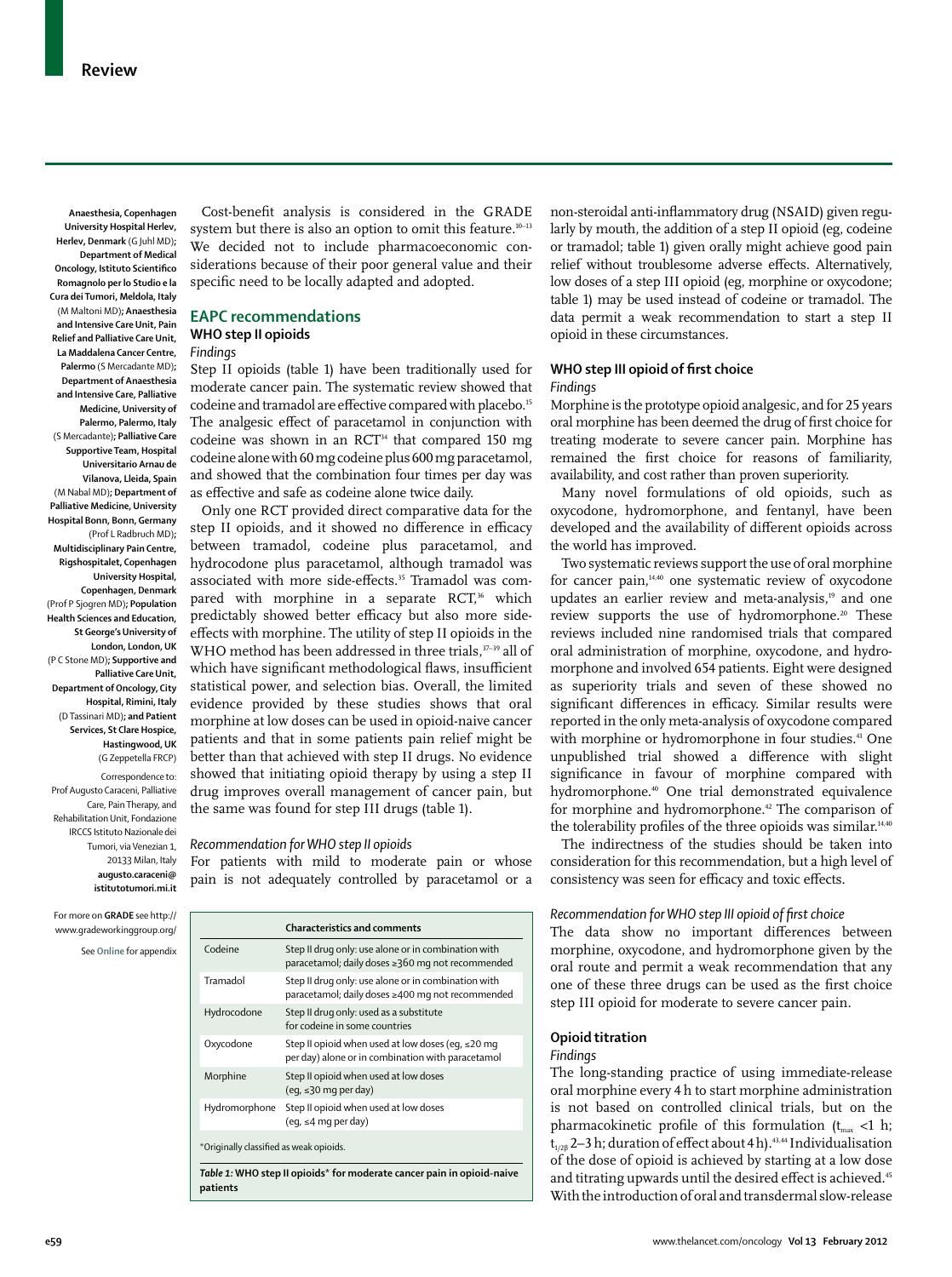Anaesthesia, Copenhagen University Hospital Herlev, Herlev, Denmark (G Juhl MD); Department of Medical Oncology, Istituto Scientifico Romagnolo per lo Studio e la Cura dei Tumori, Meldola, Italy (M Maltoni MD); Anaesthesia and Intensive Care Unit, Pain Relief and Palliative Care Unit, La Maddalena Cancer Centre, Palermo (S Mercadante MD); Department of Anaesthesia and Intensive Care, Palliative Medicine, University of Palermo, Palermo, Italy (S Mercadante); Palliative Care Supportive Team, Hospital Universitario Arnau de Vilanova, Lleida, Spain (M Nabal MD); Department of Palliative Medicine, University Hospital Bonn, Bonn, Germany (Prof L Radbruch MD); Multidisciplinary Pain Centre, Rigshospitalet, Copenhagen University Hospital, Copenhagen, Denmark (Prof P Sjogren MD); Population Health Sciences and Education, St George's University of London, London, UK (P C Stone MD); Supportive and Palliative Care Unit, Department of Oncology, City Hospital, Rimini, Italy (D Tassinari MD); and Patient Services, St Clare Hospice, Hastingwood, UK (G Zeppetella FRCP)

Correspondence to: Prof Augusto Caraceni, Palliative Care, Pain Therapy, and Rehabilitation Unit, Fondazione IRCCS Istituto Nazionale dei Tumori, via Venezian 1, 20133 Milan, Italy augusto.caraceni@istitutotumori.mi.it

For more on **GRADE** see http://www.gradeworkinggroup.org/

See **Online** for appendix

Cost-benefit analysis is considered in the GRADE system but there is also an option to omit this feature.[10–13] We decided not to include pharmacoeconomic considerations because of their poor general value and their specific need to be locally adapted and adopted.

## EAPC recommendations

### WHO step II opioids

*Findings*

Step II opioids (table 1) have been traditionally used for moderate cancer pain. The systematic review showed that codeine and tramadol are effective compared with placebo.[15] The analgesic effect of paracetamol in conjunction with codeine was shown in an RCT[34] that compared 150 mg codeine alone with 60 mg codeine plus 600 mg paracetamol, and showed that the combination four times per day was as effective and safe as codeine alone twice daily.

Only one RCT provided direct comparative data for the step II opioids, and it showed no difference in efficacy between tramadol, codeine plus paracetamol, and hydrocodone plus paracetamol, although tramadol was associated with more side-effects.[35] Tramadol was compared with morphine in a separate RCT,[36] which predictably showed better efficacy but also more side-effects with morphine. The utility of step II opioids in the WHO method has been addressed in three trials,[37–39] all of which have significant methodological flaws, insufficient statistical power, and selection bias. Overall, the limited evidence provided by these studies shows that oral morphine at low doses can be used in opioid-naive cancer patients and that in some patients pain relief might be better than that achieved with step II drugs. No evidence showed that initiating opioid therapy by using a step II drug improves overall management of cancer pain, but the same was found for step III drugs (table 1).

*Recommendation for WHO step II opioids*

For patients with mild to moderate pain or whose pain is not adequately controlled by paracetamol or a non-steroidal anti-inflammatory drug (NSAID) given regularly by mouth, the addition of a step II opioid (eg, codeine or tramadol; table 1) given orally might achieve good pain relief without troublesome adverse effects. Alternatively, low doses of a step III opioid (eg, morphine or oxycodone; table 1) may be used instead of codeine or tramadol. The data permit a weak recommendation to start a step II opioid in these circumstances.

| | Characteristics and comments |
|---|---|
| Codeine | Step II drug only: use alone or in combination with paracetamol; daily doses ≥360 mg not recommended |
| Tramadol | Step II drug only: use alone or in combination with paracetamol; daily doses ≥400 mg not recommended |
| Hydrocodone | Step II drug only: used as a substitute for codeine in some countries |
| Oxycodone | Step II opioid when used at low doses (eg, ≤20 mg per day) alone or in combination with paracetamol |
| Morphine | Step II opioid when used at low doses (eg, ≤30 mg per day) |
| Hydromorphone | Step II opioid when used at low doses (eg, ≤4 mg per day) |

*Originally classified as weak opioids.

*Table 1:* **WHO step II opioids* for moderate cancer pain in opioid-naive patients**

### WHO step III opioid of first choice

*Findings*

Morphine is the prototype opioid analgesic, and for 25 years oral morphine has been deemed the drug of first choice for treating moderate to severe cancer pain. Morphine has remained the first choice for reasons of familiarity, availability, and cost rather than proven superiority.

Many novel formulations of old opioids, such as oxycodone, hydromorphone, and fentanyl, have been developed and the availability of different opioids across the world has improved.

Two systematic reviews support the use of oral morphine for cancer pain,[14,40] one systematic review of oxycodone updates an earlier review and meta-analysis,[19] and one review supports the use of hydromorphone.[20] These reviews included nine randomised trials that compared oral administration of morphine, oxycodone, and hydromorphone and involved 654 patients. Eight were designed as superiority trials and seven of these showed no significant differences in efficacy. Similar results were reported in the only meta-analysis of oxycodone compared with morphine or hydromorphone in four studies.[41] One unpublished trial showed a difference with slight significance in favour of morphine compared with hydromorphone.[40] One trial demonstrated equivalence for morphine and hydromorphone.[42] The comparison of the tolerability profiles of the three opioids was similar.[14,40]

The indirectness of the studies should be taken into consideration for this recommendation, but a high level of consistency was seen for efficacy and toxic effects.

*Recommendation for WHO step III opioid of first choice*

The data show no important differences between morphine, oxycodone, and hydromorphone given by the oral route and permit a weak recommendation that any one of these three drugs can be used as the first choice step III opioid for moderate to severe cancer pain.

### Opioid titration

*Findings*

The long-standing practice of using immediate-release oral morphine every 4 h to start morphine administration is not based on controlled clinical trials, but on the pharmacokinetic profile of this formulation ($t_{max}$ <1 h; $t_{1/2\beta}$ 2–3 h; duration of effect about 4 h).[43,44] Individualisation of the dose of opioid is achieved by starting at a low dose and titrating upwards until the desired effect is achieved.[45] With the introduction of oral and transdermal slow-release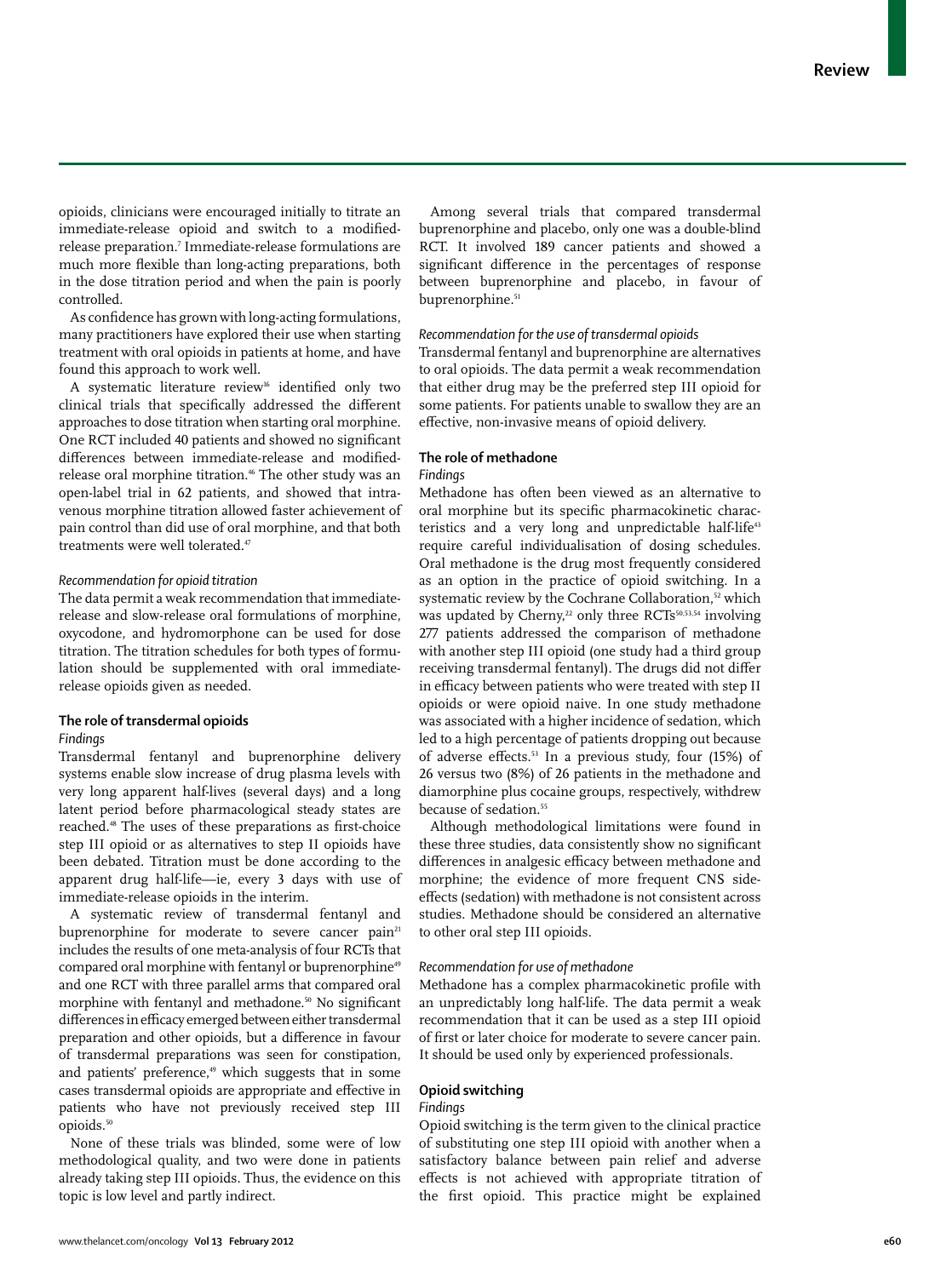opioids, clinicians were encouraged initially to titrate an immediate-release opioid and switch to a modified-release preparation.[7] Immediate-release formulations are much more flexible than long-acting preparations, both in the dose titration period and when the pain is poorly controlled.

As confidence has grown with long-acting formulations, many practitioners have explored their use when starting treatment with oral opioids in patients at home, and have found this approach to work well.

A systematic literature review[16] identified only two clinical trials that specifically addressed the different approaches to dose titration when starting oral morphine. One RCT included 40 patients and showed no significant differences between immediate-release and modified-release oral morphine titration.[46] The other study was an open-label trial in 62 patients, and showed that intravenous morphine titration allowed faster achievement of pain control than did use of oral morphine, and that both treatments were well tolerated.[47]

*Recommendation for opioid titration*

The data permit a weak recommendation that immediate-release and slow-release oral formulations of morphine, oxycodone, and hydromorphone can be used for dose titration. The titration schedules for both types of formulation should be supplemented with oral immediate-release opioids given as needed.

### The role of transdermal opioids

*Findings*

Transdermal fentanyl and buprenorphine delivery systems enable slow increase of drug plasma levels with very long apparent half-lives (several days) and a long latent period before pharmacological steady states are reached.[48] The uses of these preparations as first-choice step III opioid or as alternatives to step II opioids have been debated. Titration must be done according to the apparent drug half-life—ie, every 3 days with use of immediate-release opioids in the interim.

A systematic review of transdermal fentanyl and buprenorphine for moderate to severe cancer pain[21] includes the results of one meta-analysis of four RCTs that compared oral morphine with fentanyl or buprenorphine[49] and one RCT with three parallel arms that compared oral morphine with fentanyl and methadone.[50] No significant differences in efficacy emerged between either transdermal preparation and other opioids, but a difference in favour of transdermal preparations was seen for constipation, and patients' preference,[49] which suggests that in some cases transdermal opioids are appropriate and effective in patients who have not previously received step III opioids.[50]

None of these trials was blinded, some were of low methodological quality, and two were done in patients already taking step III opioids. Thus, the evidence on this topic is low level and partly indirect.

Among several trials that compared transdermal buprenorphine and placebo, only one was a double-blind RCT. It involved 189 cancer patients and showed a significant difference in the percentages of response between buprenorphine and placebo, in favour of buprenorphine.[51]

*Recommendation for the use of transdermal opioids*

Transdermal fentanyl and buprenorphine are alternatives to oral opioids. The data permit a weak recommendation that either drug may be the preferred step III opioid for some patients. For patients unable to swallow they are an effective, non-invasive means of opioid delivery.

### The role of methadone

*Findings*

Methadone has often been viewed as an alternative to oral morphine but its specific pharmacokinetic characteristics and a very long and unpredictable half-life[43] require careful individualisation of dosing schedules. Oral methadone is the drug most frequently considered as an option in the practice of opioid switching. In a systematic review by the Cochrane Collaboration,[52] which was updated by Cherny,[22] only three RCTs[50,53,54] involving 277 patients addressed the comparison of methadone with another step III opioid (one study had a third group receiving transdermal fentanyl). The drugs did not differ in efficacy between patients who were treated with step II opioids or were opioid naive. In one study methadone was associated with a higher incidence of sedation, which led to a high percentage of patients dropping out because of adverse effects.[53] In a previous study, four (15%) of 26 versus two (8%) of 26 patients in the methadone and diamorphine plus cocaine groups, respectively, withdrew because of sedation.[55]

Although methodological limitations were found in these three studies, data consistently show no significant differences in analgesic efficacy between methadone and morphine; the evidence of more frequent CNS side-effects (sedation) with methadone is not consistent across studies. Methadone should be considered an alternative to other oral step III opioids.

*Recommendation for use of methadone*

Methadone has a complex pharmacokinetic profile with an unpredictably long half-life. The data permit a weak recommendation that it can be used as a step III opioid of first or later choice for moderate to severe cancer pain. It should be used only by experienced professionals.

### Opioid switching

*Findings*

Opioid switching is the term given to the clinical practice of substituting one step III opioid with another when a satisfactory balance between pain relief and adverse effects is not achieved with appropriate titration of the first opioid. This practice might be explained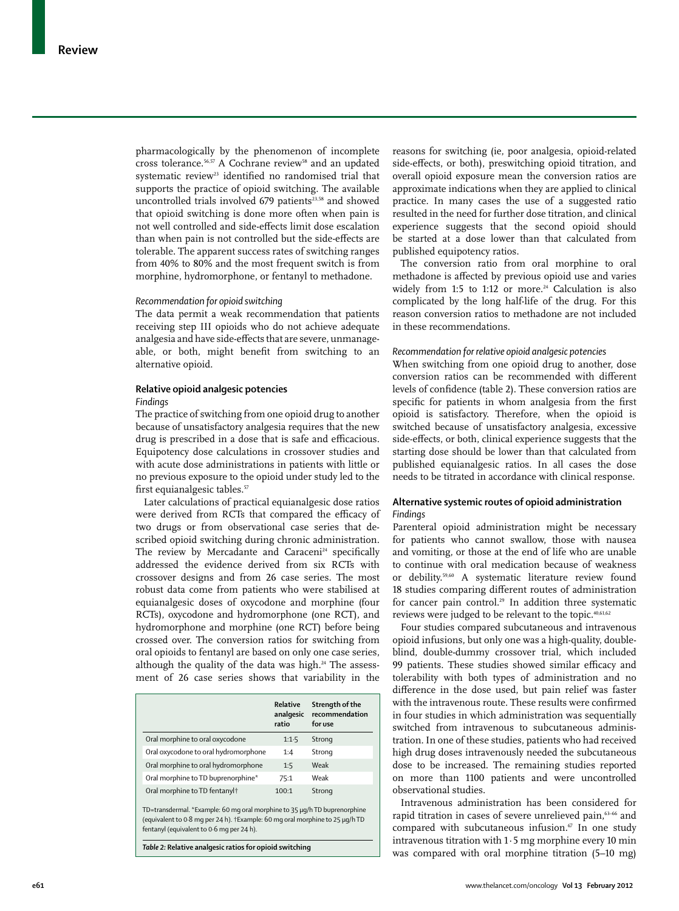pharmacologically by the phenomenon of incomplete cross tolerance.[56,57] A Cochrane review[58] and an updated systematic review[23] identified no randomised trial that supports the practice of opioid switching. The available uncontrolled trials involved 679 patients[23,58] and showed that opioid switching is done more often when pain is not well controlled and side-effects limit dose escalation than when pain is not controlled but the side-effects are tolerable. The apparent success rates of switching ranges from 40% to 80% and the most frequent switch is from morphine, hydromorphone, or fentanyl to methadone.

*Recommendation for opioid switching*

The data permit a weak recommendation that patients receiving step III opioids who do not achieve adequate analgesia and have side-effects that are severe, unmanageable, or both, might benefit from switching to an alternative opioid.

### Relative opioid analgesic potencies

*Findings*

The practice of switching from one opioid drug to another because of unsatisfactory analgesia requires that the new drug is prescribed in a dose that is safe and efficacious. Equipotency dose calculations in crossover studies and with acute dose administrations in patients with little or no previous exposure to the opioid under study led to the first equianalgesic tables.[57]

Later calculations of practical equianalgesic dose ratios were derived from RCTs that compared the efficacy of two drugs or from observational case series that described opioid switching during chronic administration. The review by Mercadante and Caraceni[24] specifically addressed the evidence derived from six RCTs with crossover designs and from 26 case series. The most robust data come from patients who were stabilised at equianalgesic doses of oxycodone and morphine (four RCTs), oxycodone and hydromorphone (one RCT), and hydromorphone and morphine (one RCT) before being crossed over. The conversion ratios for switching from oral opioids to fentanyl are based on only one case series, although the quality of the data was high.[24] The assessment of 26 case series shows that variability in the reasons for switching (ie, poor analgesia, opioid-related side-effects, or both), preswitching opioid titration, and overall opioid exposure mean the conversion ratios are approximate indications when they are applied to clinical practice. In many cases the use of a suggested ratio resulted in the need for further dose titration, and clinical experience suggests that the second opioid should be started at a dose lower than that calculated from published equipotency ratios.

|  | Relative analgesic ratio | Strength of the recommendation for use |
|---|---|---|
| Oral morphine to oral oxycodone | 1:1·5 | Strong |
| Oral oxycodone to oral hydromorphone | 1:4 | Strong |
| Oral morphine to oral hydromorphone | 1:5 | Weak |
| Oral morphine to TD buprenorphine* | 75:1 | Weak |
| Oral morphine to TD fentanyl† | 100:1 | Strong |

TD=transdermal. *Example: 60 mg oral morphine to 35 μg/h TD buprenorphine (equivalent to 0·8 mg per 24 h). †Example: 60 mg oral morphine to 25 μg/h TD fentanyl (equivalent to 0·6 mg per 24 h).

**Table 2: Relative analgesic ratios for opioid switching**

The conversion ratio from oral morphine to oral methadone is affected by previous opioid use and varies widely from 1:5 to 1:12 or more.[24] Calculation is also complicated by the long half-life of the drug. For this reason conversion ratios to methadone are not included in these recommendations.

*Recommendation for relative opioid analgesic potencies*

When switching from one opioid drug to another, dose conversion ratios can be recommended with different levels of confidence (table 2). These conversion ratios are specific for patients in whom analgesia from the first opioid is satisfactory. Therefore, when the opioid is switched because of unsatisfactory analgesia, excessive side-effects, or both, clinical experience suggests that the starting dose should be lower than that calculated from published equianalgesic ratios. In all cases the dose needs to be titrated in accordance with clinical response.

### Alternative systemic routes of opioid administration

*Findings*

Parenteral opioid administration might be necessary for patients who cannot swallow, those with nausea and vomiting, or those at the end of life who are unable to continue with oral medication because of weakness or debility.[59,60] A systematic literature review found 18 studies comparing different routes of administration for cancer pain control.[29] In addition three systematic reviews were judged to be relevant to the topic.[40,61,62]

Four studies compared subcutaneous and intravenous opioid infusions, but only one was a high-quality, double-blind, double-dummy crossover trial, which included 99 patients. These studies showed similar efficacy and tolerability with both types of administration and no difference in the dose used, but pain relief was faster with the intravenous route. These results were confirmed in four studies in which administration was sequentially switched from intravenous to subcutaneous administration. In one of these studies, patients who had received high drug doses intravenously needed the subcutaneous dose to be increased. The remaining studies reported on more than 1100 patients and were uncontrolled observational studies.

Intravenous administration has been considered for rapid titration in cases of severe unrelieved pain,[63–66] and compared with subcutaneous infusion.[67] In one study intravenous titration with 1·5 mg morphine every 10 min was compared with oral morphine titration (5–10 mg)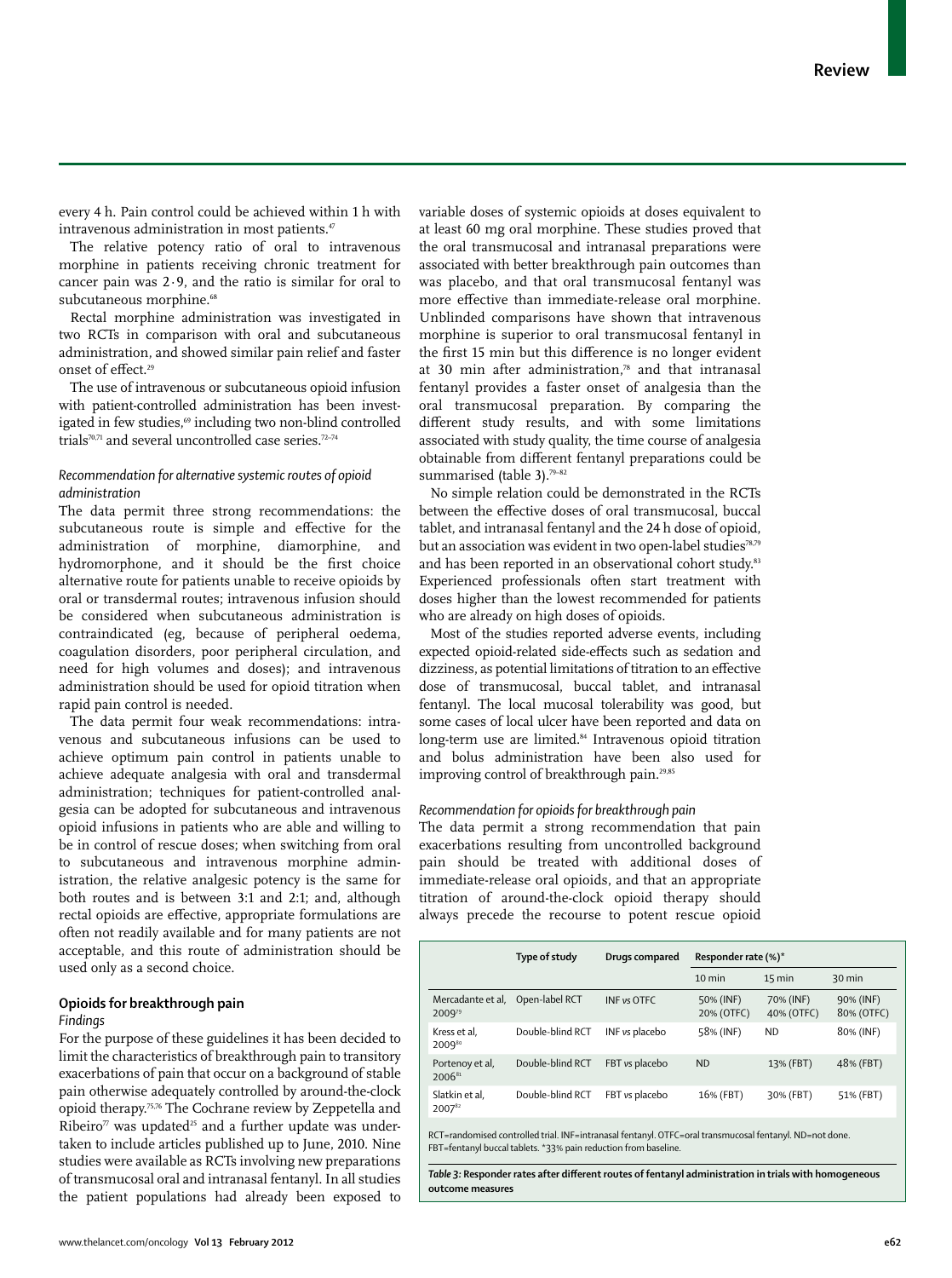every 4 h. Pain control could be achieved within 1 h with intravenous administration in most patients.[47]

The relative potency ratio of oral to intravenous morphine in patients receiving chronic treatment for cancer pain was 2·9, and the ratio is similar for oral to subcutaneous morphine.[68]

Rectal morphine administration was investigated in two RCTs in comparison with oral and subcutaneous administration, and showed similar pain relief and faster onset of effect.[29]

The use of intravenous or subcutaneous opioid infusion with patient-controlled administration has been investigated in few studies,[69] including two non-blind controlled trials[70,71] and several uncontrolled case series.[72–74]

### *Recommendation for alternative systemic routes of opioid administration*

The data permit three strong recommendations: the subcutaneous route is simple and effective for the administration of morphine, diamorphine, and hydromorphone, and it should be the first choice alternative route for patients unable to receive opioids by oral or transdermal routes; intravenous infusion should be considered when subcutaneous administration is contraindicated (eg, because of peripheral oedema, coagulation disorders, poor peripheral circulation, and need for high volumes and doses); and intravenous administration should be used for opioid titration when rapid pain control is needed.

The data permit four weak recommendations: intravenous and subcutaneous infusions can be used to achieve optimum pain control in patients unable to achieve adequate analgesia with oral and transdermal administration; techniques for patient-controlled analgesia can be adopted for subcutaneous and intravenous opioid infusions in patients who are able and willing to be in control of rescue doses; when switching from oral to subcutaneous and intravenous morphine administration, the relative analgesic potency is the same for both routes and is between 3:1 and 2:1; and, although rectal opioids are effective, appropriate formulations are often not readily available and for many patients are not acceptable, and this route of administration should be used only as a second choice.

## Opioids for breakthrough pain

### *Findings*

For the purpose of these guidelines it has been decided to limit the characteristics of breakthrough pain to transitory exacerbations of pain that occur on a background of stable pain otherwise adequately controlled by around-the-clock opioid therapy.[75,76] The Cochrane review by Zeppetella and Ribeiro[77] was updated[25] and a further update was undertaken to include articles published up to June, 2010. Nine studies were available as RCTs involving new preparations of transmucosal oral and intranasal fentanyl. In all studies the patient populations had already been exposed to variable doses of systemic opioids at doses equivalent to at least 60 mg oral morphine. These studies proved that the oral transmucosal and intranasal preparations were associated with better breakthrough pain outcomes than was placebo, and that oral transmucosal fentanyl was more effective than immediate-release oral morphine. Unblinded comparisons have shown that intravenous morphine is superior to oral transmucosal fentanyl in the first 15 min but this difference is no longer evident at 30 min after administration,[78] and that intranasal fentanyl provides a faster onset of analgesia than the oral transmucosal preparation. By comparing the different study results, and with some limitations associated with study quality, the time course of analgesia obtainable from different fentanyl preparations could be summarised (table 3).[79–82]

No simple relation could be demonstrated in the RCTs between the effective doses of oral transmucosal, buccal tablet, and intranasal fentanyl and the 24 h dose of opioid, but an association was evident in two open-label studies[78,79] and has been reported in an observational cohort study.[83] Experienced professionals often start treatment with doses higher than the lowest recommended for patients who are already on high doses of opioids.

Most of the studies reported adverse events, including expected opioid-related side-effects such as sedation and dizziness, as potential limitations of titration to an effective dose of transmucosal, buccal tablet, and intranasal fentanyl. The local mucosal tolerability was good, but some cases of local ulcer have been reported and data on long-term use are limited.[84] Intravenous opioid titration and bolus administration have been also used for improving control of breakthrough pain.[29,85]

### *Recommendation for opioids for breakthrough pain*

The data permit a strong recommendation that pain exacerbations resulting from uncontrolled background pain should be treated with additional doses of immediate-release oral opioids, and that an appropriate titration of around-the-clock opioid therapy should always precede the recourse to potent rescue opioid

| | Type of study | Drugs compared | Responder rate (%)* | | |
|---|---|---|---|---|---|
| | | | 10 min | 15 min | 30 min |
| Mercadante et al, 2009[79] | Open-label RCT | INF vs OTFC | 50% (INF) 20% (OTFC) | 70% (INF) 40% (OTFC) | 90% (INF) 80% (OTFC) |
| Kress et al, 2009[80] | Double-blind RCT | INF vs placebo | 58% (INF) | ND | 80% (INF) |
| Portenoy et al, 2006[81] | Double-blind RCT | FBT vs placebo | ND | 13% (FBT) | 48% (FBT) |
| Slatkin et al, 2007[82] | Double-blind RCT | FBT vs placebo | 16% (FBT) | 30% (FBT) | 51% (FBT) |

RCT=randomised controlled trial. INF=intranasal fentanyl. OTFC=oral transmucosal fentanyl. ND=not done. FBT=fentanyl buccal tablets. *33% pain reduction from baseline.

**Table 3: Responder rates after different routes of fentanyl administration in trials with homogeneous outcome measures**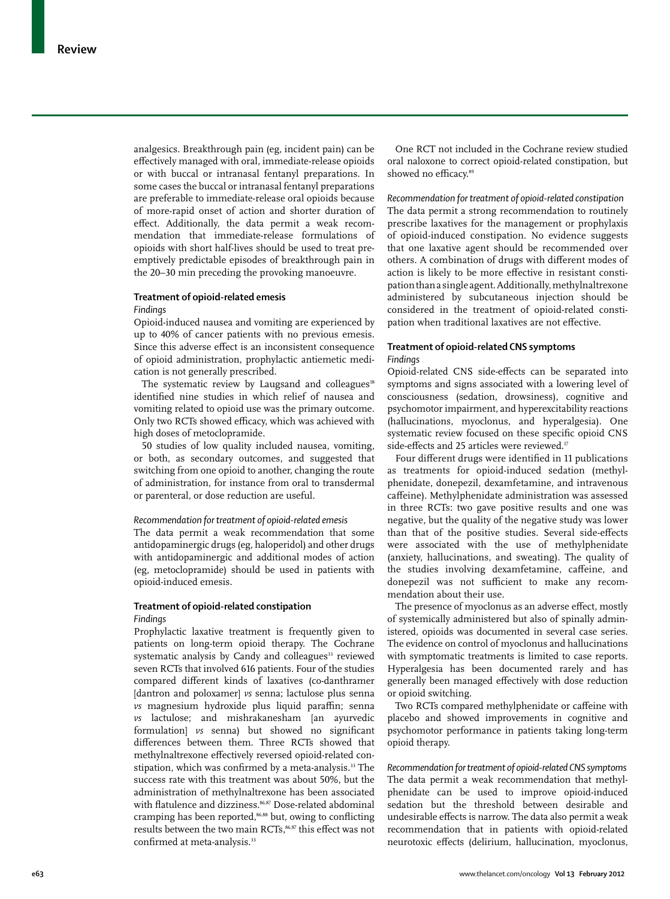analgesics. Breakthrough pain (eg, incident pain) can be effectively managed with oral, immediate-release opioids or with buccal or intranasal fentanyl preparations. In some cases the buccal or intranasal fentanyl preparations are preferable to immediate-release oral opioids because of more-rapid onset of action and shorter duration of effect. Additionally, the data permit a weak recommendation that immediate-release formulations of opioids with short half-lives should be used to treat preemptively predictable episodes of breakthrough pain in the 20–30 min preceding the provoking manoeuvre.

### Treatment of opioid-related emesis

*Findings*

Opioid-induced nausea and vomiting are experienced by up to 40% of cancer patients with no previous emesis. Since this adverse effect is an inconsistent consequence of opioid administration, prophylactic antiemetic medication is not generally prescribed.

The systematic review by Laugsand and colleagues[18] identified nine studies in which relief of nausea and vomiting related to opioid use was the primary outcome. Only two RCTs showed efficacy, which was achieved with high doses of metoclopramide.

50 studies of low quality included nausea, vomiting, or both, as secondary outcomes, and suggested that switching from one opioid to another, changing the route of administration, for instance from oral to transdermal or parenteral, or dose reduction are useful.

*Recommendation for treatment of opioid-related emesis*

The data permit a weak recommendation that some antidopaminergic drugs (eg, haloperidol) and other drugs with antidopaminergic and additional modes of action (eg, metoclopramide) should be used in patients with opioid-induced emesis.

### Treatment of opioid-related constipation

*Findings*

Prophylactic laxative treatment is frequently given to patients on long-term opioid therapy. The Cochrane systematic analysis by Candy and colleagues[33] reviewed seven RCTs that involved 616 patients. Four of the studies compared different kinds of laxatives (co-danthramer [dantron and poloxamer] *vs* senna; lactulose plus senna *vs* magnesium hydroxide plus liquid paraffin; senna *vs* lactulose; and mishrakanesham [an ayurvedic formulation] *vs* senna) but showed no significant differences between them. Three RCTs showed that methylnaltrexone effectively reversed opioid-related constipation, which was confirmed by a meta-analysis.[33] The success rate with this treatment was about 50%, but the administration of methylnaltrexone has been associated with flatulence and dizziness.[86,87] Dose-related abdominal cramping has been reported,[86,88] but, owing to conflicting results between the two main RCTs,[86,87] this effect was not confirmed at meta-analysis.[33]

One RCT not included in the Cochrane review studied oral naloxone to correct opioid-related constipation, but showed no efficacy.[89]

*Recommendation for treatment of opioid-related constipation*

The data permit a strong recommendation to routinely prescribe laxatives for the management or prophylaxis of opioid-induced constipation. No evidence suggests that one laxative agent should be recommended over others. A combination of drugs with different modes of action is likely to be more effective in resistant constipation than a single agent. Additionally, methylnaltrexone administered by subcutaneous injection should be considered in the treatment of opioid-related constipation when traditional laxatives are not effective.

### Treatment of opioid-related CNS symptoms

*Findings*

Opioid-related CNS side-effects can be separated into symptoms and signs associated with a lowering level of consciousness (sedation, drowsiness), cognitive and psychomotor impairment, and hyperexcitability reactions (hallucinations, myoclonus, and hyperalgesia). One systematic review focused on these specific opioid CNS side-effects and 25 articles were reviewed.[17]

Four different drugs were identified in 11 publications as treatments for opioid-induced sedation (methylphenidate, donepezil, dexamfetamine, and intravenous caffeine). Methylphenidate administration was assessed in three RCTs: two gave positive results and one was negative, but the quality of the negative study was lower than that of the positive studies. Several side-effects were associated with the use of methylphenidate (anxiety, hallucinations, and sweating). The quality of the studies involving dexamfetamine, caffeine, and donepezil was not sufficient to make any recommendation about their use.

The presence of myoclonus as an adverse effect, mostly of systemically administered but also of spinally administered, opioids was documented in several case series. The evidence on control of myoclonus and hallucinations with symptomatic treatments is limited to case reports. Hyperalgesia has been documented rarely and has generally been managed effectively with dose reduction or opioid switching.

Two RCTs compared methylphenidate or caffeine with placebo and showed improvements in cognitive and psychomotor performance in patients taking long-term opioid therapy.

*Recommendation for treatment of opioid-related CNS symptoms*

The data permit a weak recommendation that methylphenidate can be used to improve opioid-induced sedation but the threshold between desirable and undesirable effects is narrow. The data also permit a weak recommendation that in patients with opioid-related neurotoxic effects (delirium, hallucination, myoclonus,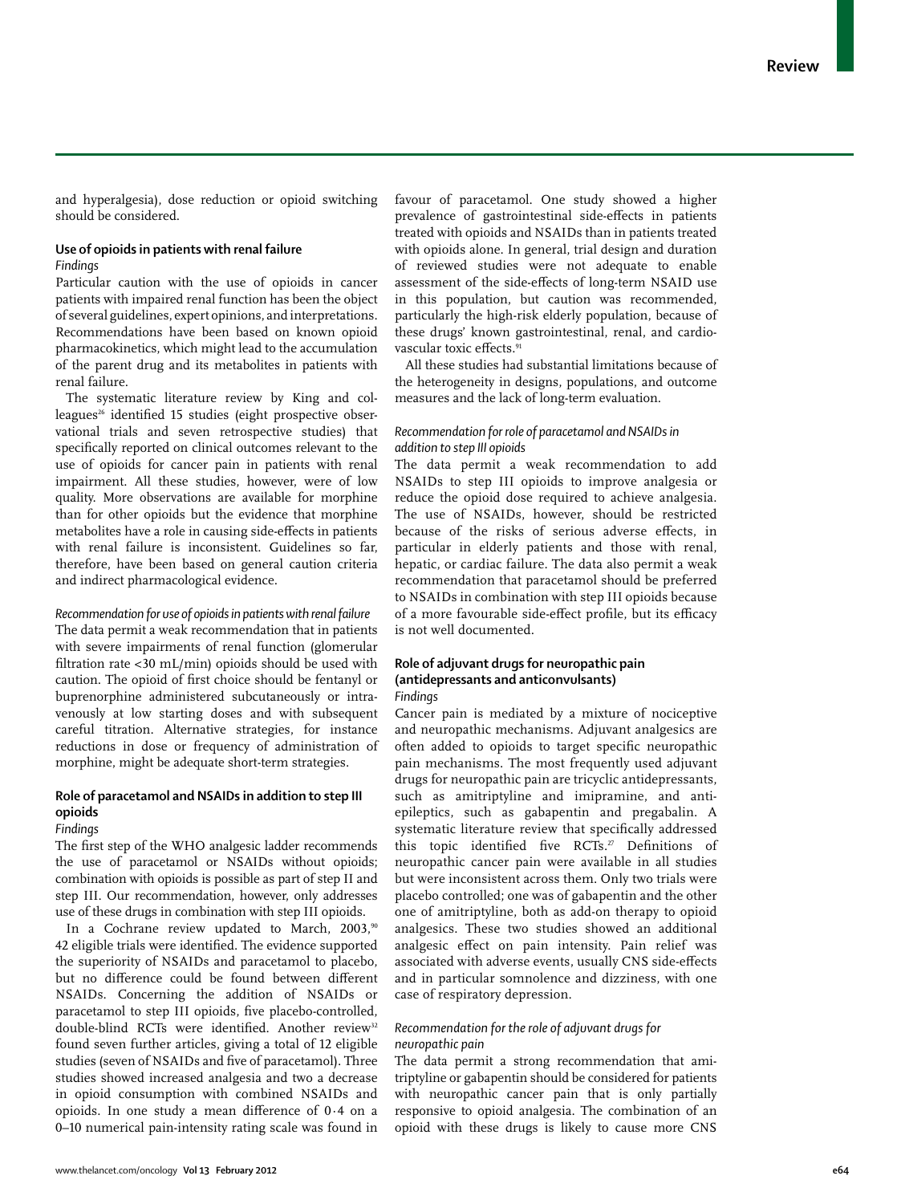and hyperalgesia), dose reduction or opioid switching should be considered.

### Use of opioids in patients with renal failure

*Findings*

Particular caution with the use of opioids in cancer patients with impaired renal function has been the object of several guidelines, expert opinions, and interpretations. Recommendations have been based on known opioid pharmacokinetics, which might lead to the accumulation of the parent drug and its metabolites in patients with renal failure.

The systematic literature review by King and colleagues[26] identified 15 studies (eight prospective observational trials and seven retrospective studies) that specifically reported on clinical outcomes relevant to the use of opioids for cancer pain in patients with renal impairment. All these studies, however, were of low quality. More observations are available for morphine than for other opioids but the evidence that morphine metabolites have a role in causing side-effects in patients with renal failure is inconsistent. Guidelines so far, therefore, have been based on general caution criteria and indirect pharmacological evidence.

*Recommendation for use of opioids in patients with renal failure*

The data permit a weak recommendation that in patients with severe impairments of renal function (glomerular filtration rate <30 mL/min) opioids should be used with caution. The opioid of first choice should be fentanyl or buprenorphine administered subcutaneously or intravenously at low starting doses and with subsequent careful titration. Alternative strategies, for instance reductions in dose or frequency of administration of morphine, might be adequate short-term strategies.

### Role of paracetamol and NSAIDs in addition to step III opioids

*Findings*

The first step of the WHO analgesic ladder recommends the use of paracetamol or NSAIDs without opioids; combination with opioids is possible as part of step II and step III. Our recommendation, however, only addresses use of these drugs in combination with step III opioids.

In a Cochrane review updated to March, 2003,[90] 42 eligible trials were identified. The evidence supported the superiority of NSAIDs and paracetamol to placebo, but no difference could be found between different NSAIDs. Concerning the addition of NSAIDs or paracetamol to step III opioids, five placebo-controlled, double-blind RCTs were identified. Another review[32] found seven further articles, giving a total of 12 eligible studies (seven of NSAIDs and five of paracetamol). Three studies showed increased analgesia and two a decrease in opioid consumption with combined NSAIDs and opioids. In one study a mean difference of 0·4 on a 0–10 numerical pain-intensity rating scale was found in favour of paracetamol. One study showed a higher prevalence of gastrointestinal side-effects in patients treated with opioids and NSAIDs than in patients treated with opioids alone. In general, trial design and duration of reviewed studies were not adequate to enable assessment of the side-effects of long-term NSAID use in this population, but caution was recommended, particularly the high-risk elderly population, because of these drugs' known gastrointestinal, renal, and cardiovascular toxic effects.[91]

All these studies had substantial limitations because of the heterogeneity in designs, populations, and outcome measures and the lack of long-term evaluation.

*Recommendation for role of paracetamol and NSAIDs in addition to step III opioids*

The data permit a weak recommendation to add NSAIDs to step III opioids to improve analgesia or reduce the opioid dose required to achieve analgesia. The use of NSAIDs, however, should be restricted because of the risks of serious adverse effects, in particular in elderly patients and those with renal, hepatic, or cardiac failure. The data also permit a weak recommendation that paracetamol should be preferred to NSAIDs in combination with step III opioids because of a more favourable side-effect profile, but its efficacy is not well documented.

### Role of adjuvant drugs for neuropathic pain (antidepressants and anticonvulsants)

*Findings*

Cancer pain is mediated by a mixture of nociceptive and neuropathic mechanisms. Adjuvant analgesics are often added to opioids to target specific neuropathic pain mechanisms. The most frequently used adjuvant drugs for neuropathic pain are tricyclic antidepressants, such as amitriptyline and imipramine, and antiepileptics, such as gabapentin and pregabalin. A systematic literature review that specifically addressed this topic identified five RCTs.[27] Definitions of neuropathic cancer pain were available in all studies but were inconsistent across them. Only two trials were placebo controlled; one was of gabapentin and the other one of amitriptyline, both as add-on therapy to opioid analgesics. These two studies showed an additional analgesic effect on pain intensity. Pain relief was associated with adverse events, usually CNS side-effects and in particular somnolence and dizziness, with one case of respiratory depression.

*Recommendation for the role of adjuvant drugs for neuropathic pain*

The data permit a strong recommendation that amitriptyline or gabapentin should be considered for patients with neuropathic cancer pain that is only partially responsive to opioid analgesia. The combination of an opioid with these drugs is likely to cause more CNS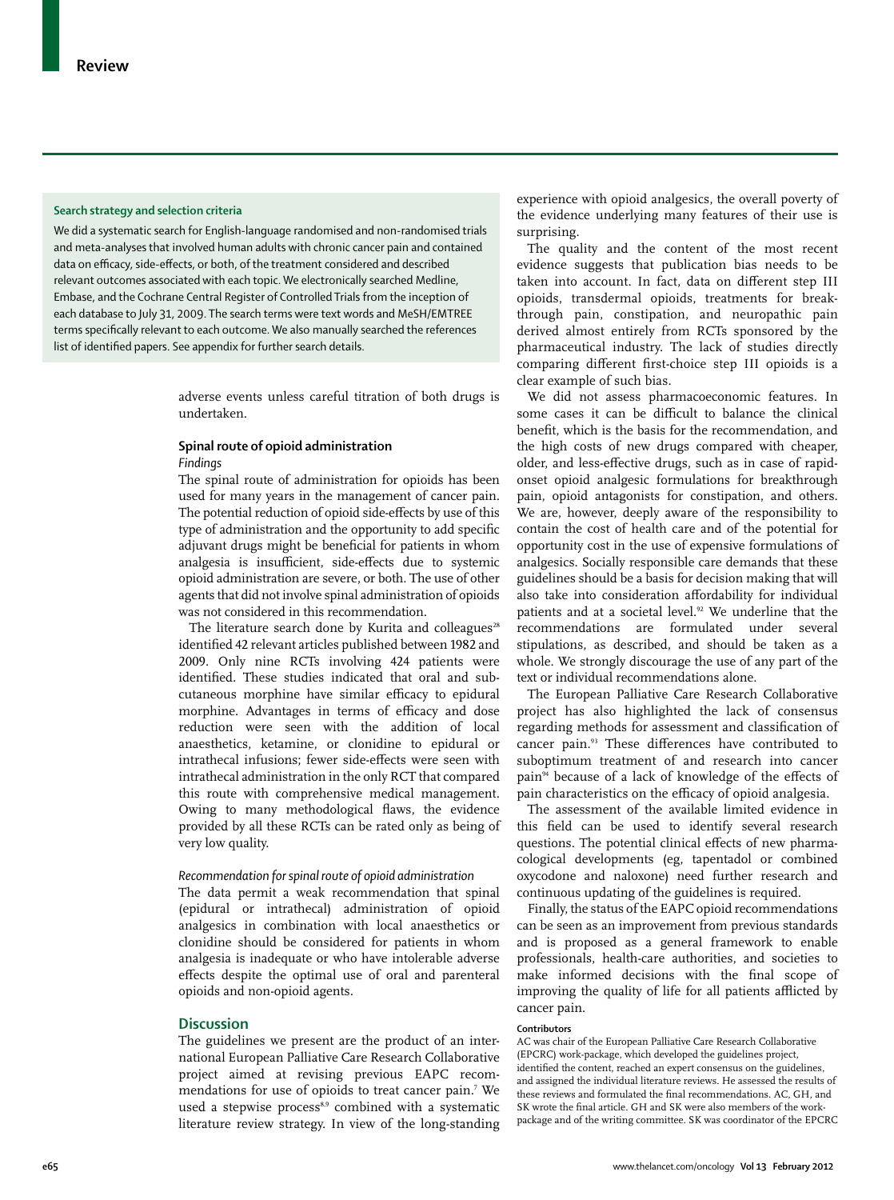**Search strategy and selection criteria**

We did a systematic search for English-language randomised and non-randomised trials and meta-analyses that involved human adults with chronic cancer pain and contained data on efficacy, side-effects, or both, of the treatment considered and described relevant outcomes associated with each topic. We electronically searched Medline, Embase, and the Cochrane Central Register of Controlled Trials from the inception of each database to July 31, 2009. The search terms were text words and MeSH/EMTREE terms specifically relevant to each outcome. We also manually searched the references list of identified papers. See appendix for further search details.

adverse events unless careful titration of both drugs is undertaken.

### Spinal route of opioid administration

*Findings*

The spinal route of administration for opioids has been used for many years in the management of cancer pain. The potential reduction of opioid side-effects by use of this type of administration and the opportunity to add specific adjuvant drugs might be beneficial for patients in whom analgesia is insufficient, side-effects due to systemic opioid administration are severe, or both. The use of other agents that did not involve spinal administration of opioids was not considered in this recommendation.

The literature search done by Kurita and colleagues[28] identified 42 relevant articles published between 1982 and 2009. Only nine RCTs involving 424 patients were identified. These studies indicated that oral and subcutaneous morphine have similar efficacy to epidural morphine. Advantages in terms of efficacy and dose reduction were seen with the addition of local anaesthetics, ketamine, or clonidine to epidural or intrathecal infusions; fewer side-effects were seen with intrathecal administration in the only RCT that compared this route with comprehensive medical management. Owing to many methodological flaws, the evidence provided by all these RCTs can be rated only as being of very low quality.

*Recommendation for spinal route of opioid administration*

The data permit a weak recommendation that spinal (epidural or intrathecal) administration of opioid analgesics in combination with local anaesthetics or clonidine should be considered for patients in whom analgesia is inadequate or who have intolerable adverse effects despite the optimal use of oral and parenteral opioids and non-opioid agents.

## Discussion

The guidelines we present are the product of an international European Palliative Care Research Collaborative project aimed at revising previous EAPC recommendations for use of opioids to treat cancer pain.[7] We used a stepwise process[8,9] combined with a systematic literature review strategy. In view of the long-standing experience with opioid analgesics, the overall poverty of the evidence underlying many features of their use is surprising.

The quality and the content of the most recent evidence suggests that publication bias needs to be taken into account. In fact, data on different step III opioids, transdermal opioids, treatments for breakthrough pain, constipation, and neuropathic pain derived almost entirely from RCTs sponsored by the pharmaceutical industry. The lack of studies directly comparing different first-choice step III opioids is a clear example of such bias.

We did not assess pharmacoeconomic features. In some cases it can be difficult to balance the clinical benefit, which is the basis for the recommendation, and the high costs of new drugs compared with cheaper, older, and less-effective drugs, such as in case of rapid-onset opioid analgesic formulations for breakthrough pain, opioid antagonists for constipation, and others. We are, however, deeply aware of the responsibility to contain the cost of health care and of the potential for opportunity cost in the use of expensive formulations of analgesics. Socially responsible care demands that these guidelines should be a basis for decision making that will also take into consideration affordability for individual patients and at a societal level.[92] We underline that the recommendations are formulated under several stipulations, as described, and should be taken as a whole. We strongly discourage the use of any part of the text or individual recommendations alone.

The European Palliative Care Research Collaborative project has also highlighted the lack of consensus regarding methods for assessment and classification of cancer pain.[93] These differences have contributed to suboptimum treatment of and research into cancer pain[94] because of a lack of knowledge of the effects of pain characteristics on the efficacy of opioid analgesia.

The assessment of the available limited evidence in this field can be used to identify several research questions. The potential clinical effects of new pharmacological developments (eg, tapentadol or combined oxycodone and naloxone) need further research and continuous updating of the guidelines is required.

Finally, the status of the EAPC opioid recommendations can be seen as an improvement from previous standards and is proposed as a general framework to enable professionals, health-care authorities, and societies to make informed decisions with the final scope of improving the quality of life for all patients afflicted by cancer pain.

**Contributors**

AC was chair of the European Palliative Care Research Collaborative (EPCRC) work-package, which developed the guidelines project, identified the content, reached an expert consensus on the guidelines, and assigned the individual literature reviews. He assessed the results of these reviews and formulated the final recommendations. AC, GH, and SK wrote the final article. GH and SK were also members of the work-package and of the writing committee. SK was coordinator of the EPCRC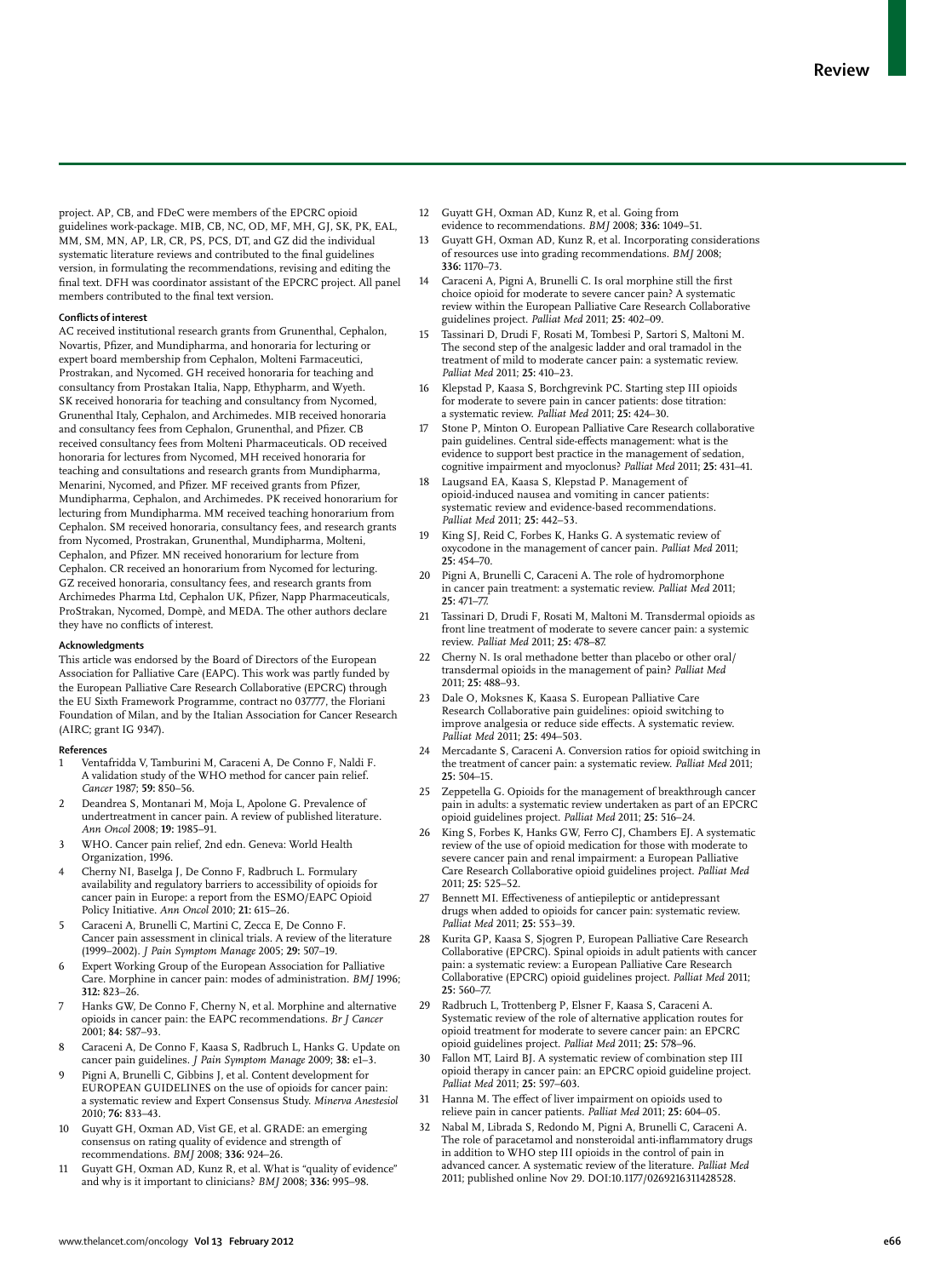project. AP, CB, and FDeC were members of the EPCRC opioid guidelines work-package. MIB, CB, NC, OD, MF, MH, GJ, SK, PK, EAL, MM, SM, MN, AP, LR, CR, PS, PCS, DT, and GZ did the individual systematic literature reviews and contributed to the final guidelines version, in formulating the recommendations, revising and editing the final text. DFH was coordinator assistant of the EPCRC project. All panel members contributed to the final text version.

**Conflicts of interest**

AC received institutional research grants from Grunenthal, Cephalon, Novartis, Pfizer, and Mundipharma, and honoraria for lecturing or expert board membership from Cephalon, Molteni Farmaceutici, Prostrakan, and Nycomed. GH received honoraria for teaching and consultancy from Prostakan Italia, Napp, Ethypharm, and Wyeth. SK received honoraria for teaching and consultancy from Nycomed, Grunenthal Italy, Cephalon, and Archimedes. MIB received honoraria and consultancy fees from Cephalon, Grunenthal, and Pfizer. CB received consultancy fees from Molteni Pharmaceuticals. OD received honoraria for lectures from Nycomed, MH received honoraria for teaching and consultations and research grants from Mundipharma, Menarini, Nycomed, and Pfizer. MF received grants from Pfizer, Mundipharma, Cephalon, and Archimedes. PK received honorarium for lecturing from Mundipharma. MM received teaching honorarium from Cephalon. SM received honoraria, consultancy fees, and research grants from Nycomed, Prostrakan, Grunenthal, Mundipharma, Molteni, Cephalon, and Pfizer. MN received honorarium for lecture from Cephalon. CR received an honorarium from Nycomed for lecturing. GZ received honoraria, consultancy fees, and research grants from Archimedes Pharma Ltd, Cephalon UK, Pfizer, Napp Pharmaceuticals, ProStrakan, Nycomed, Dompè, and MEDA. The other authors declare they have no conflicts of interest.

**Acknowledgments**

This article was endorsed by the Board of Directors of the European Association for Palliative Care (EAPC). This work was partly funded by the European Palliative Care Research Collaborative (EPCRC) through the EU Sixth Framework Programme, contract no 037777, the Floriani Foundation of Milan, and by the Italian Association for Cancer Research (AIRC; grant IG 9347).

**References**

1. Ventafridda V, Tamburini M, Caraceni A, De Conno F, Naldi F. A validation study of the WHO method for cancer pain relief. *Cancer* 1987; **59:** 850–56.
2. Deandrea S, Montanari M, Moja L, Apolone G. Prevalence of undertreatment in cancer pain. A review of published literature. *Ann Oncol* 2008; **19:** 1985–91.
3. WHO. Cancer pain relief, 2nd edn. Geneva: World Health Organization, 1996.
4. Cherny NI, Baselga J, De Conno F, Radbruch L. Formulary availability and regulatory barriers to accessibility of opioids for cancer pain in Europe: a report from the ESMO/EAPC Opioid Policy Initiative. *Ann Oncol* 2010; **21:** 615–26.
5. Caraceni A, Brunelli C, Martini C, Zecca E, De Conno F. Cancer pain assessment in clinical trials. A review of the literature (1999–2002). *J Pain Symptom Manage* 2005; **29:** 507–19.
6. Expert Working Group of the European Association for Palliative Care. Morphine in cancer pain: modes of administration. *BMJ* 1996; **312:** 823–26.
7. Hanks GW, De Conno F, Cherny N, et al. Morphine and alternative opioids in cancer pain: the EAPC recommendations. *Br J Cancer* 2001; **84:** 587–93.
8. Caraceni A, De Conno F, Kaasa S, Radbruch L, Hanks G. Update on cancer pain guidelines. *J Pain Symptom Manage* 2009; **38:** e1–3.
9. Pigni A, Brunelli C, Gibbins J, et al. Content development for EUROPEAN GUIDELINES on the use of opioids for cancer pain: a systematic review and Expert Consensus Study. *Minerva Anestesiol* 2010; **76:** 833–43.
10. Guyatt GH, Oxman AD, Vist GE, et al. GRADE: an emerging consensus on rating quality of evidence and strength of recommendations. *BMJ* 2008; **336:** 924–26.
11. Guyatt GH, Oxman AD, Kunz R, et al. What is "quality of evidence" and why is it important to clinicians? *BMJ* 2008; **336:** 995–98.
12. Guyatt GH, Oxman AD, Kunz R, et al. Going from evidence to recommendations. *BMJ* 2008; **336:** 1049–51.
13. Guyatt GH, Oxman AD, Kunz R, et al. Incorporating considerations of resources use into grading recommendations. *BMJ* 2008; **336:** 1170–73.
14. Caraceni A, Pigni A, Brunelli C. Is oral morphine still the first choice opioid for moderate to severe cancer pain? A systematic review within the European Palliative Care Research Collaborative guidelines project. *Palliat Med* 2011; **25:** 402–09.
15. Tassinari D, Drudi F, Rosati M, Tombesi P, Sartori S, Maltoni M. The second step of the analgesic ladder and oral tramadol in the treatment of mild to moderate cancer pain: a systematic review. *Palliat Med* 2011; **25:** 410–23.
16. Klepstad P, Kaasa S, Borchgrevink PC. Starting step III opioids for moderate to severe pain in cancer patients: dose titration: a systematic review. *Palliat Med* 2011; **25:** 424–30.
17. Stone P, Minton O. European Palliative Care Research collaborative pain guidelines. Central side-effects management: what is the evidence to support best practice in the management of sedation, cognitive impairment and myoclonus? *Palliat Med* 2011; **25:** 431–41.
18. Laugsand EA, Kaasa S, Klepstad P. Management of opioid-induced nausea and vomiting in cancer patients: systematic review and evidence-based recommendations. *Palliat Med* 2011; **25:** 442–53.
19. King SJ, Reid C, Forbes K, Hanks G. A systematic review of oxycodone in the management of cancer pain. *Palliat Med* 2011; **25:** 454–70.
20. Pigni A, Brunelli C, Caraceni A. The role of hydromorphone in cancer pain treatment: a systematic review. *Palliat Med* 2011; **25:** 471–77.
21. Tassinari D, Drudi F, Rosati M, Maltoni M. Transdermal opioids as front line treatment of moderate to severe cancer pain: a systemic review. *Palliat Med* 2011; **25:** 478–87.
22. Cherny N. Is oral methadone better than placebo or other oral/transdermal opioids in the management of pain? *Palliat Med* 2011; **25:** 488–93.
23. Dale O, Moksnes K, Kaasa S. European Palliative Care Research Collaborative pain guidelines: opioid switching to improve analgesia or reduce side effects. A systematic review. *Palliat Med* 2011; **25:** 494–503.
24. Mercadante S, Caraceni A. Conversion ratios for opioid switching in the treatment of cancer pain: a systematic review. *Palliat Med* 2011; **25:** 504–15.
25. Zeppetella G. Opioids for the management of breakthrough cancer pain in adults: a systematic review undertaken as part of an EPCRC opioid guidelines project. *Palliat Med* 2011; **25:** 516–24.
26. King S, Forbes K, Hanks GW, Ferro CJ, Chambers EJ. A systematic review of the use of opioid medication for those with moderate to severe cancer pain and renal impairment: a European Palliative Care Research Collaborative opioid guidelines project. *Palliat Med* 2011; **25:** 525–52.
27. Bennett MI. Effectiveness of antiepileptic or antidepressant drugs when added to opioids for cancer pain: systematic review. *Palliat Med* 2011; **25:** 553–39.
28. Kurita GP, Kaasa S, Sjogren P, European Palliative Care Research Collaborative (EPCRC). Spinal opioids in adult patients with cancer pain: a systematic review: a European Palliative Care Research Collaborative (EPCRC) opioid guidelines project. *Palliat Med* 2011; **25:** 560–77.
29. Radbruch L, Trottenberg P, Elsner F, Kaasa S, Caraceni A. Systematic review of the role of alternative application routes for opioid treatment for moderate to severe cancer pain: an EPCRC opioid guidelines project. *Palliat Med* 2011; **25:** 578–96.
30. Fallon MT, Laird BJ. A systematic review of combination step III opioid therapy in cancer pain: an EPCRC opioid guideline project. *Palliat Med* 2011; **25:** 597–603.
31. Hanna M. The effect of liver impairment on opioids used to relieve pain in cancer patients. *Palliat Med* 2011; **25:** 604–05.
32. Nabal M, Librada S, Redondo M, Pigni A, Brunelli C, Caraceni A. The role of paracetamol and nonsteroidal anti-inflammatory drugs in addition to WHO step III opioids in the control of pain in advanced cancer. A systematic review of the literature. *Palliat Med* 2011; published online Nov 29. DOI:10.1177/0269216311428528.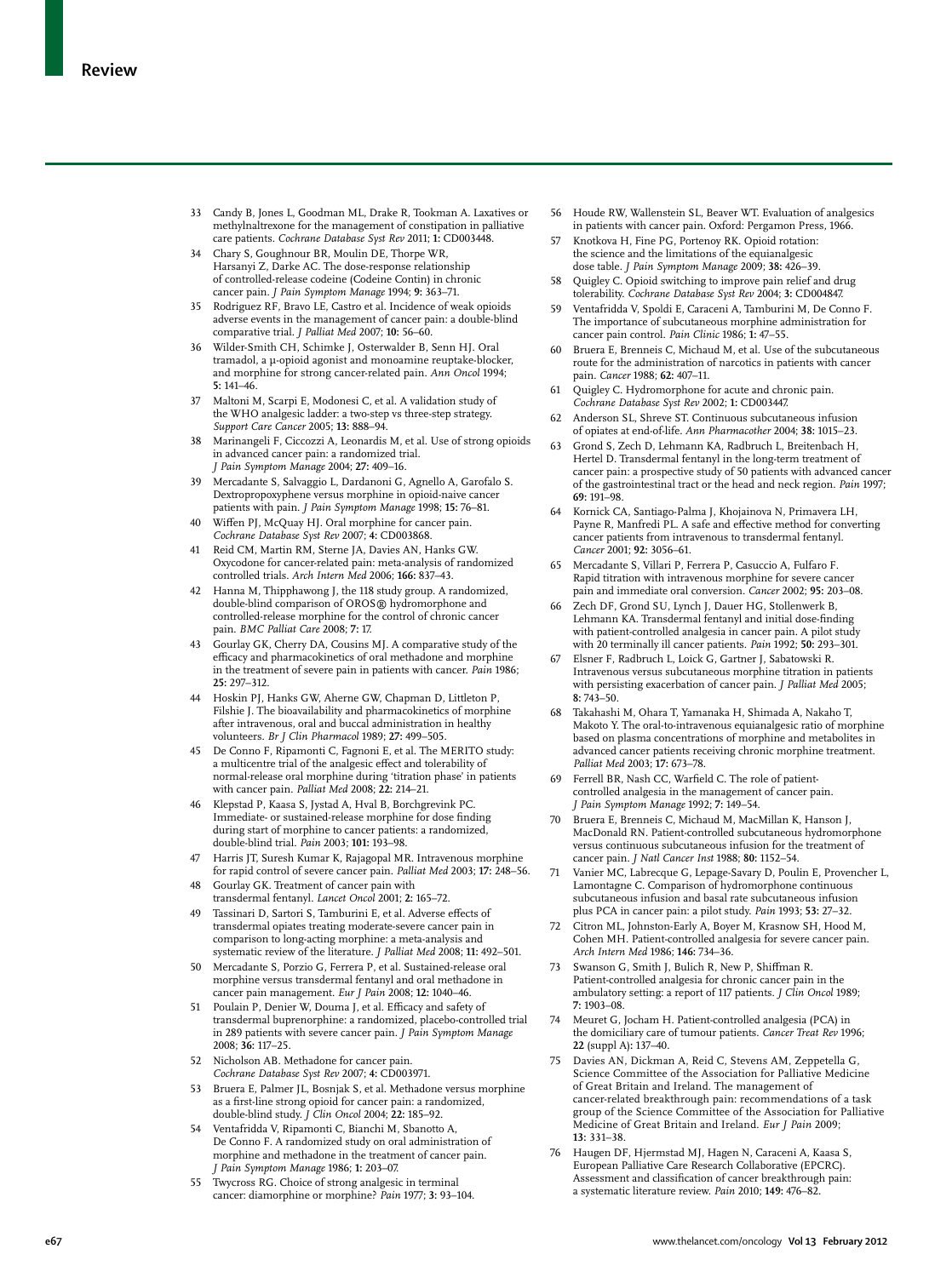33 Candy B, Jones L, Goodman ML, Drake R, Tookman A. Laxatives or methylnaltrexone for the management of constipation in palliative care patients. *Cochrane Database Syst Rev* 2011; **1:** CD003448.

34 Chary S, Goughnour BR, Moulin DE, Thorpe WR, Harsanyi Z, Darke AC. The dose-response relationship of controlled-release codeine (Codeine Contin) in chronic cancer pain. *J Pain Symptom Manage* 1994; **9:** 363–71.

35 Rodriguez RF, Bravo LE, Castro et al. Incidence of weak opioids adverse events in the management of cancer pain: a double-blind comparative trial. *J Palliat Med* 2007; **10:** 56–60.

36 Wilder-Smith CH, Schimke J, Osterwalder B, Senn HJ. Oral tramadol, a μ-opioid agonist and monoamine reuptake-blocker, and morphine for strong cancer-related pain. *Ann Oncol* 1994; **5:** 141–46.

37 Maltoni M, Scarpi E, Modonesi C, et al. A validation study of the WHO analgesic ladder: a two-step vs three-step strategy. *Support Care Cancer* 2005; **13:** 888–94.

38 Marinangeli F, Ciccozzi A, Leonardis M, et al. Use of strong opioids in advanced cancer pain: a randomized trial. *J Pain Symptom Manage* 2004; **27:** 409–16.

39 Mercadante S, Salvaggio L, Dardanoni G, Agnello A, Garofalo S. Dextropropoxyphene versus morphine in opioid-naive cancer patients with pain. *J Pain Symptom Manage* 1998; **15:** 76–81.

40 Wiffen PJ, McQuay HJ. Oral morphine for cancer pain. *Cochrane Database Syst Rev* 2007; **4:** CD003868.

41 Reid CM, Martin RM, Sterne JA, Davies AN, Hanks GW. Oxycodone for cancer-related pain: meta-analysis of randomized controlled trials. *Arch Intern Med* 2006; **166:** 837–43.

42 Hanna M, Thipphawong J, the 118 study group. A randomized, double-blind comparison of OROS® hydromorphone and controlled-release morphine for the control of chronic cancer pain. *BMC Palliat Care* 2008; **7:** 17.

43 Gourlay GK, Cherry DA, Cousins MJ. A comparative study of the efficacy and pharmacokinetics of oral methadone and morphine in the treatment of severe pain in patients with cancer. *Pain* 1986; **25:** 297–312.

44 Hoskin PJ, Hanks GW, Aherne GW, Chapman D, Littleton P, Filshie J. The bioavailability and pharmacokinetics of morphine after intravenous, oral and buccal administration in healthy volunteers. *Br J Clin Pharmacol* 1989; **27:** 499–505.

45 De Conno F, Ripamonti C, Fagnoni E, et al. The MERITO study: a multicentre trial of the analgesic effect and tolerability of normal-release oral morphine during 'titration phase' in patients with cancer pain. *Palliat Med* 2008; **22:** 214–21.

46 Klepstad P, Kaasa S, Jystad A, Hval B, Borchgrevink PC. Immediate- or sustained-release morphine for dose finding during start of morphine to cancer patients: a randomized, double-blind trial. *Pain* 2003; **101:** 193–98.

47 Harris JT, Suresh Kumar K, Rajagopal MR. Intravenous morphine for rapid control of severe cancer pain. *Palliat Med* 2003; **17:** 248–56.

48 Gourlay GK. Treatment of cancer pain with transdermal fentanyl. *Lancet Oncol* 2001; **2:** 165–72.

49 Tassinari D, Sartori S, Tamburini E, et al. Adverse effects of transdermal opiates treating moderate-severe cancer pain in comparison to long-acting morphine: a meta-analysis and systematic review of the literature. *J Palliat Med* 2008; **11:** 492–501.

50 Mercadante S, Porzio G, Ferrera P, et al. Sustained-release oral morphine versus transdermal fentanyl and oral methadone in cancer pain management. *Eur J Pain* 2008; **12:** 1040–46.

51 Poulain P, Denier W, Douma J, et al. Efficacy and safety of transdermal buprenorphine: a randomized, placebo-controlled trial in 289 patients with severe cancer pain. *J Pain Symptom Manage* 2008; **36:** 117–25.

52 Nicholson AB. Methadone for cancer pain. *Cochrane Database Syst Rev* 2007; **4:** CD003971.

53 Bruera E, Palmer JL, Bosnjak S, et al. Methadone versus morphine as a first-line strong opioid for cancer pain: a randomized, double-blind study. *J Clin Oncol* 2004; **22:** 185–92.

54 Ventafridda V, Ripamonti C, Bianchi M, Sbanotto A, De Conno F. A randomized study on oral administration of morphine and methadone in the treatment of cancer pain. *J Pain Symptom Manage* 1986; **1:** 203–07.

55 Twycross RG. Choice of strong analgesic in terminal cancer: diamorphine or morphine? *Pain* 1977; **3:** 93–104.

56 Houde RW, Wallenstein SL, Beaver WT. Evaluation of analgesics in patients with cancer pain. Oxford: Pergamon Press, 1966.

57 Knotkova H, Fine PG, Portenoy RK. Opioid rotation: the science and the limitations of the equianalgesic dose table. *J Pain Symptom Manage* 2009; **38:** 426–39.

58 Quigley C. Opioid switching to improve pain relief and drug tolerability. *Cochrane Database Syst Rev* 2004; **3:** CD004847.

59 Ventafridda V, Spoldi E, Caraceni A, Tamburini M, De Conno F. The importance of subcutaneous morphine administration for cancer pain control. *Pain Clinic* 1986; **1:** 47–55.

60 Bruera E, Brenneis C, Michaud M, et al. Use of the subcutaneous route for the administration of narcotics in patients with cancer pain. *Cancer* 1988; **62:** 407–11.

61 Quigley C. Hydromorphone for acute and chronic pain. *Cochrane Database Syst Rev* 2002; **1:** CD003447.

62 Anderson SL, Shreve ST. Continuous subcutaneous infusion of opiates at end-of-life. *Ann Pharmacother* 2004; **38:** 1015–23.

63 Grond S, Zech D, Lehmann KA, Radbruch L, Breitenbach H, Hertel D. Transdermal fentanyl in the long-term treatment of cancer pain: a prospective study of 50 patients with advanced cancer of the gastrointestinal tract or the head and neck region. *Pain* 1997; **69:** 191–98.

64 Kornick CA, Santiago-Palma J, Khojainova N, Primavera LH, Payne R, Manfredi PL. A safe and effective method for converting cancer patients from intravenous to transdermal fentanyl. *Cancer* 2001; **92:** 3056–61.

65 Mercadante S, Villari P, Ferrera P, Casuccio A, Fulfaro F. Rapid titration with intravenous morphine for severe cancer pain and immediate oral conversion. *Cancer* 2002; **95:** 203–08.

66 Zech DF, Grond SU, Lynch J, Dauer HG, Stollenwerk B, Lehmann KA. Transdermal fentanyl and initial dose-finding with patient-controlled analgesia in cancer pain. A pilot study with 20 terminally ill cancer patients. *Pain* 1992; **50:** 293–301.

67 Elsner F, Radbruch L, Loick G, Gartner J, Sabatowski R. Intravenous versus subcutaneous morphine titration in patients with persisting exacerbation of cancer pain. *J Palliat Med* 2005; **8:** 743–50.

68 Takahashi M, Ohara T, Yamanaka H, Shimada A, Nakaho T, Makoto Y. The oral-to-intravenous equianalgesic ratio of morphine based on plasma concentrations of morphine and metabolites in advanced cancer patients receiving chronic morphine treatment. *Palliat Med* 2003; **17:** 673–78.

69 Ferrell BR, Nash CC, Warfield C. The role of patient-controlled analgesia in the management of cancer pain. *J Pain Symptom Manage* 1992; **7:** 149–54.

70 Bruera E, Brenneis C, Michaud M, MacMillan K, Hanson J, MacDonald RN. Patient-controlled subcutaneous hydromorphone versus continuous subcutaneous infusion for the treatment of cancer pain. *J Natl Cancer Inst* 1988; **80:** 1152–54.

71 Vanier MC, Labrecque G, Lepage-Savary D, Poulin E, Provencher L, Lamontagne C. Comparison of hydromorphone continuous subcutaneous infusion and basal rate subcutaneous infusion plus PCA in cancer pain: a pilot study. *Pain* 1993; **53:** 27–32.

72 Citron ML, Johnston-Early A, Boyer M, Krasnow SH, Hood M, Cohen MH. Patient-controlled analgesia for severe cancer pain. *Arch Intern Med* 1986; **146:** 734–36.

73 Swanson G, Smith J, Bulich R, New P, Shiffman R. Patient-controlled analgesia for chronic cancer pain in the ambulatory setting: a report of 117 patients. *J Clin Oncol* 1989; **7:** 1903–08.

74 Meuret G, Jocham H. Patient-controlled analgesia (PCA) in the domiciliary care of tumour patients. *Cancer Treat Rev* 1996; **22** (suppl A)**:** 137–40.

75 Davies AN, Dickman A, Reid C, Stevens AM, Zeppetella G, Science Committee of the Association for Palliative Medicine of Great Britain and Ireland. The management of cancer-related breakthrough pain: recommendations of a task group of the Science Committee of the Association for Palliative Medicine of Great Britain and Ireland. *Eur J Pain* 2009; **13:** 331–38.

76 Haugen DF, Hjermstad MJ, Hagen N, Caraceni A, Kaasa S, European Palliative Care Research Collaborative (EPCRC). Assessment and classification of cancer breakthrough pain: a systematic literature review. *Pain* 2010; **149:** 476–82.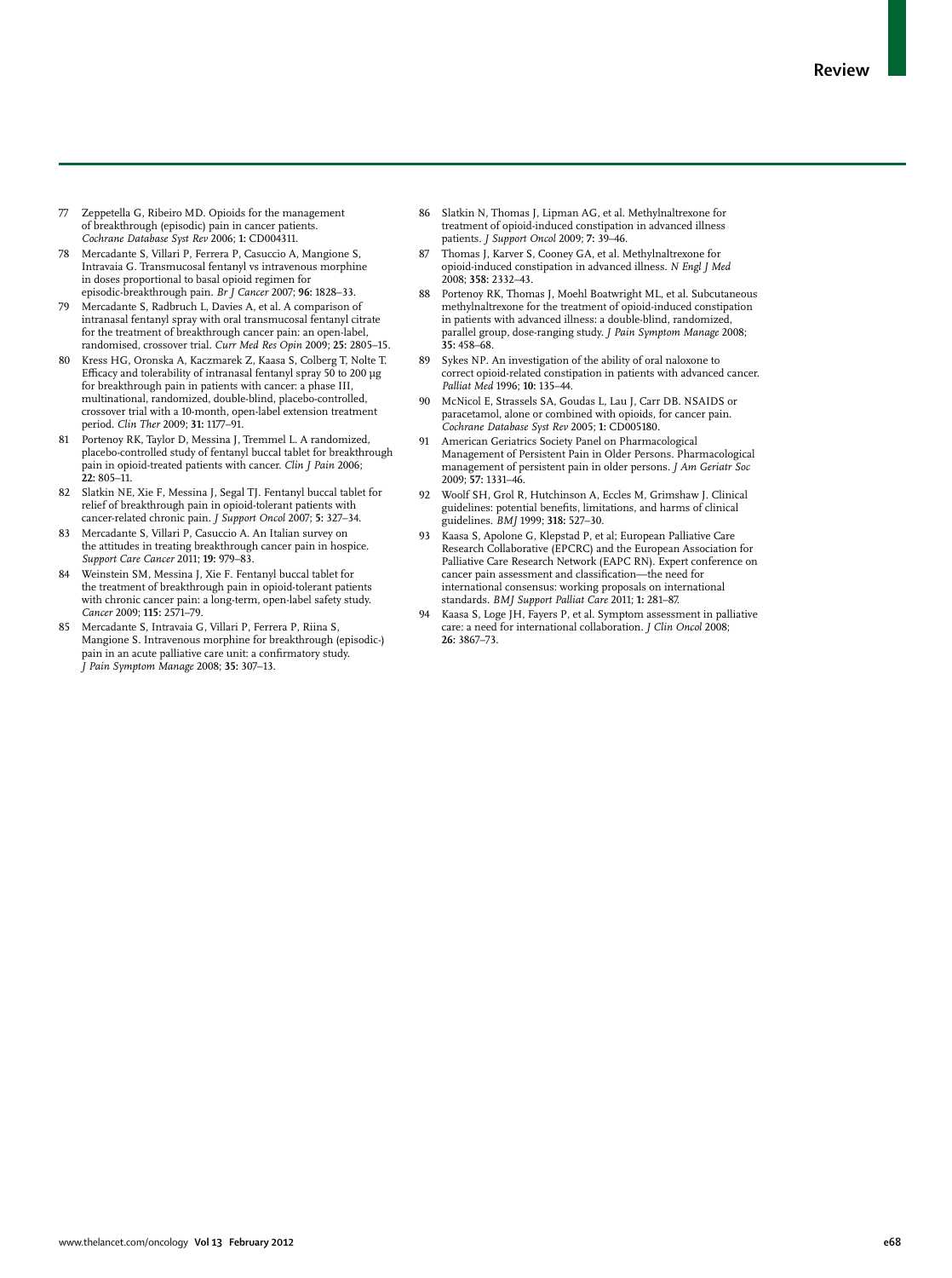77 Zeppetella G, Ribeiro MD. Opioids for the management of breakthrough (episodic) pain in cancer patients. *Cochrane Database Syst Rev* 2006; **1:** CD004311.

78 Mercadante S, Villari P, Ferrera P, Casuccio A, Mangione S, Intravaia G. Transmucosal fentanyl vs intravenous morphine in doses proportional to basal opioid regimen for episodic-breakthrough pain. *Br J Cancer* 2007; **96:** 1828–33.

79 Mercadante S, Radbruch L, Davies A, et al. A comparison of intranasal fentanyl spray with oral transmucosal fentanyl citrate for the treatment of breakthrough cancer pain: an open-label, randomised, crossover trial. *Curr Med Res Opin* 2009; **25:** 2805–15.

80 Kress HG, Oronska A, Kaczmarek Z, Kaasa S, Colberg T, Nolte T. Efficacy and tolerability of intranasal fentanyl spray 50 to 200 µg for breakthrough pain in patients with cancer: a phase III, multinational, randomized, double-blind, placebo-controlled, crossover trial with a 10-month, open-label extension treatment period. *Clin Ther* 2009; **31:** 1177–91.

81 Portenoy RK, Taylor D, Messina J, Tremmel L. A randomized, placebo-controlled study of fentanyl buccal tablet for breakthrough pain in opioid-treated patients with cancer. *Clin J Pain* 2006; **22:** 805–11.

82 Slatkin NE, Xie F, Messina J, Segal TJ. Fentanyl buccal tablet for relief of breakthrough pain in opioid-tolerant patients with cancer-related chronic pain. *J Support Oncol* 2007; **5:** 327–34.

83 Mercadante S, Villari P, Casuccio A. An Italian survey on the attitudes in treating breakthrough cancer pain in hospice. *Support Care Cancer* 2011; **19:** 979–83.

84 Weinstein SM, Messina J, Xie F. Fentanyl buccal tablet for the treatment of breakthrough pain in opioid-tolerant patients with chronic cancer pain: a long-term, open-label safety study. *Cancer* 2009; **115:** 2571–79.

85 Mercadante S, Intravaia G, Villari P, Ferrera P, Riina S, Mangione S. Intravenous morphine for breakthrough (episodic-) pain in an acute palliative care unit: a confirmatory study. *J Pain Symptom Manage* 2008; **35:** 307–13.

86 Slatkin N, Thomas J, Lipman AG, et al. Methylnaltrexone for treatment of opioid-induced constipation in advanced illness patients. *J Support Oncol* 2009; **7:** 39–46.

87 Thomas J, Karver S, Cooney GA, et al. Methylnaltrexone for opioid-induced constipation in advanced illness. *N Engl J Med* 2008; **358:** 2332–43.

88 Portenoy RK, Thomas J, Moehl Boatwright ML, et al. Subcutaneous methylnaltrexone for the treatment of opioid-induced constipation in patients with advanced illness: a double-blind, randomized, parallel group, dose-ranging study. *J Pain Symptom Manage* 2008; **35:** 458–68.

89 Sykes NP. An investigation of the ability of oral naloxone to correct opioid-related constipation in patients with advanced cancer. *Palliat Med* 1996; **10:** 135–44.

90 McNicol E, Strassels SA, Goudas L, Lau J, Carr DB. NSAIDS or paracetamol, alone or combined with opioids, for cancer pain. *Cochrane Database Syst Rev* 2005; **1:** CD005180.

91 American Geriatrics Society Panel on Pharmacological Management of Persistent Pain in Older Persons. Pharmacological management of persistent pain in older persons. *J Am Geriatr Soc* 2009; **57:** 1331–46.

92 Woolf SH, Grol R, Hutchinson A, Eccles M, Grimshaw J. Clinical guidelines: potential benefits, limitations, and harms of clinical guidelines. *BMJ* 1999; **318:** 527–30.

93 Kaasa S, Apolone G, Klepstad P, et al; European Palliative Care Research Collaborative (EPCRC) and the European Association for Palliative Care Research Network (EAPC RN). Expert conference on cancer pain assessment and classification—the need for international consensus: working proposals on international standards. *BMJ Support Palliat Care* 2011; **1:** 281–87.

94 Kaasa S, Loge JH, Fayers P, et al. Symptom assessment in palliative care: a need for international collaboration. *J Clin Oncol* 2008; **26:** 3867–73.